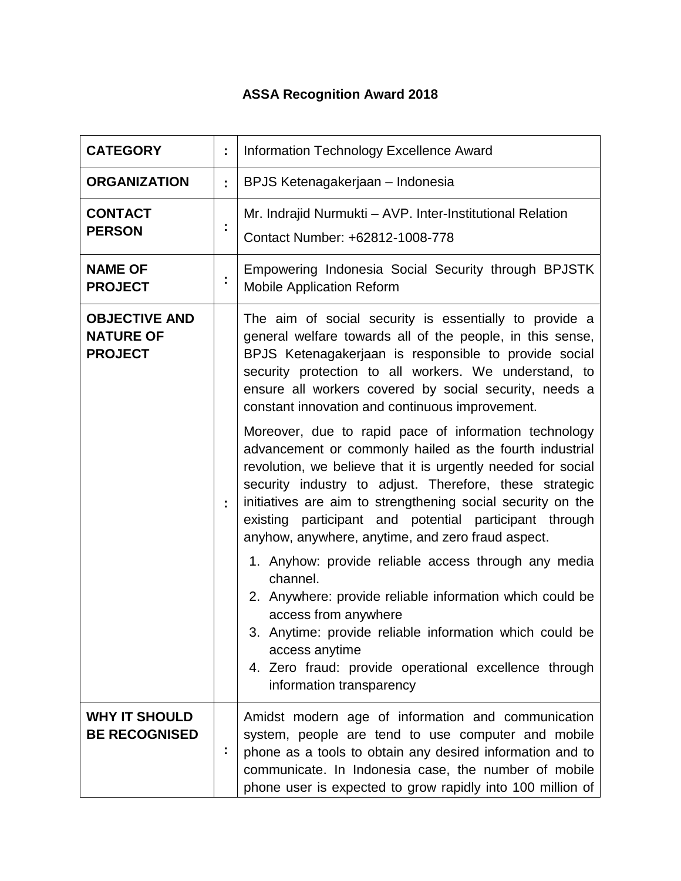# ASSA Recognition Award 2018

| | | |
|---|---|---|
| **CATEGORY** | **:** | Information Technology Excellence Award |
| **ORGANIZATION** | **:** | BPJS Ketenagakerjaan – Indonesia |
| **CONTACT PERSON** | **:** | Mr. Indrajid Nurmukti – AVP. Inter-Institutional Relation<br>Contact Number: +62812-1008-778 |
| **NAME OF PROJECT** | **:** | Empowering Indonesia Social Security through BPJSTK Mobile Application Reform |
| **OBJECTIVE AND NATURE OF PROJECT** | **:** | The aim of social security is essentially to provide a general welfare towards all of the people, in this sense, BPJS Ketenagakerjaan is responsible to provide social security protection to all workers. We understand, to ensure all workers covered by social security, needs a constant innovation and continuous improvement.<br><br>Moreover, due to rapid pace of information technology advancement or commonly hailed as the fourth industrial revolution, we believe that it is urgently needed for social security industry to adjust. Therefore, these strategic initiatives are aim to strengthening social security on the existing participant and potential participant through anyhow, anywhere, anytime, and zero fraud aspect.<br><br>1. Anyhow: provide reliable access through any media channel.<br>2. Anywhere: provide reliable information which could be access from anywhere<br>3. Anytime: provide reliable information which could be access anytime<br>4. Zero fraud: provide operational excellence through information transparency |
| **WHY IT SHOULD BE RECOGNISED** | **:** | Amidst modern age of information and communication system, people are tend to use computer and mobile phone as a tools to obtain any desired information and to communicate. In Indonesia case, the number of mobile phone user is expected to grow rapidly into 100 million of |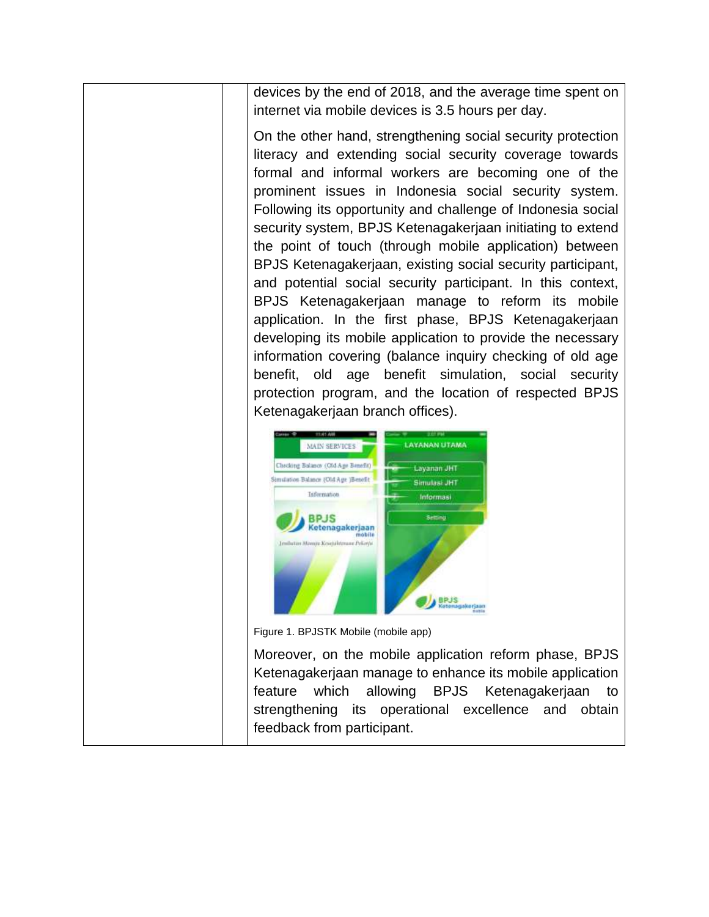| | | devices by the end of 2018, and the average time spent on internet via mobile devices is 3.5 hours per day.<br><br>On the other hand, strengthening social security protection literacy and extending social security coverage towards formal and informal workers are becoming one of the prominent issues in Indonesia social security system. Following its opportunity and challenge of Indonesia social security system, BPJS Ketenagakerjaan initiating to extend the point of touch (through mobile application) between BPJS Ketenagakerjaan, existing social security participant, and potential social security participant. In this context, BPJS Ketenagakerjaan manage to reform its mobile application. In the first phase, BPJS Ketenagakerjaan developing its mobile application to provide the necessary information covering (balance inquiry checking of old age benefit, old age benefit simulation, social security protection program, and the location of respected BPJS Ketenagakerjaan branch offices).<br><br>Figure 1. BPJSTK Mobile (mobile app)<br><br>Moreover, on the mobile application reform phase, BPJS Ketenagakerjaan manage to enhance its mobile application feature which allowing BPJS Ketenagakerjaan to strengthening its operational excellence and obtain feedback from participant. |
|---|---|---|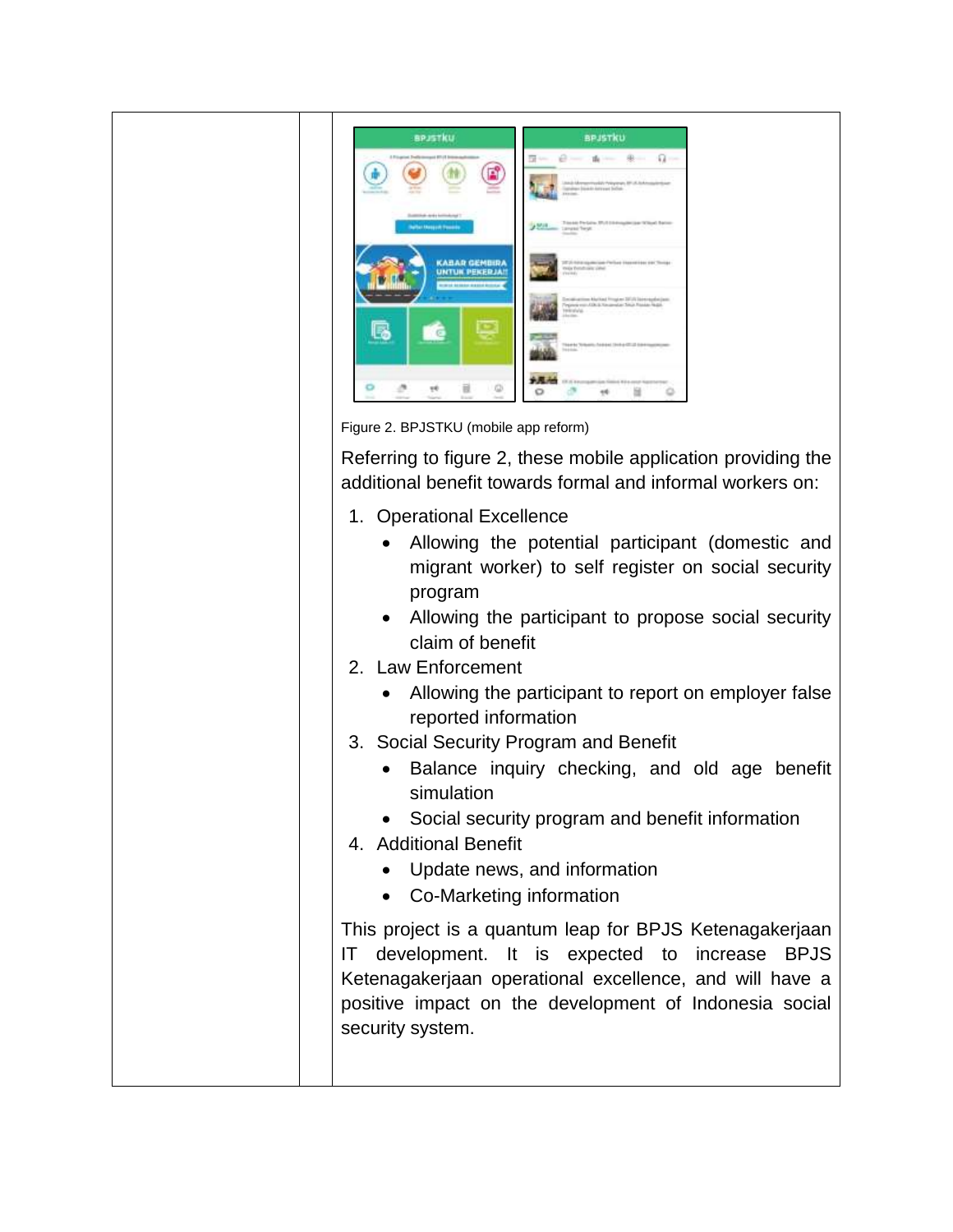Figure 2. BPJSTKU (mobile app reform)

Referring to figure 2, these mobile application providing the additional benefit towards formal and informal workers on:

1. Operational Excellence
   - Allowing the potential participant (domestic and migrant worker) to self register on social security program
   - Allowing the participant to propose social security claim of benefit
2. Law Enforcement
   - Allowing the participant to report on employer false reported information
3. Social Security Program and Benefit
   - Balance inquiry checking, and old age benefit simulation
   - Social security program and benefit information
4. Additional Benefit
   - Update news, and information
   - Co-Marketing information

This project is a quantum leap for BPJS Ketenagakerjaan IT development. It is expected to increase BPJS Ketenagakerjaan operational excellence, and will have a positive impact on the development of Indonesia social security system.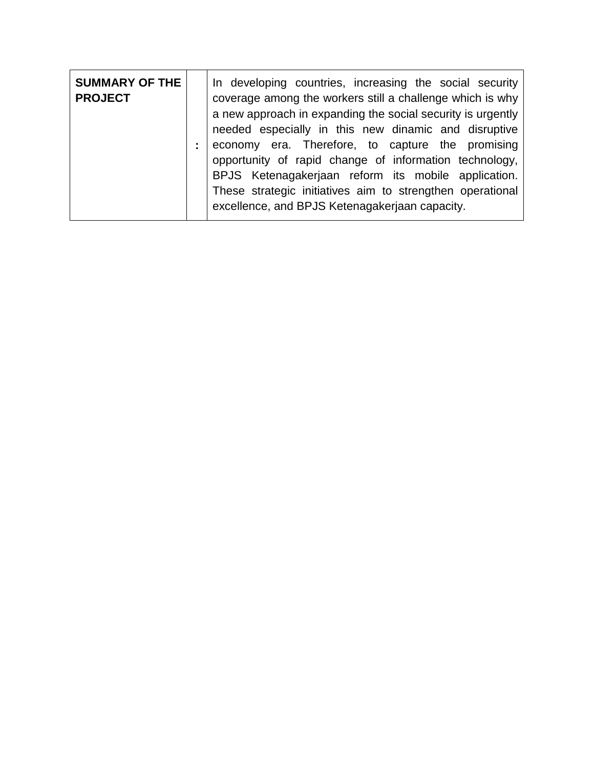| | | |
|---|---|---|
| **SUMMARY OF THE PROJECT** | **:** | In developing countries, increasing the social security coverage among the workers still a challenge which is why a new approach in expanding the social security is urgently needed especially in this new dinamic and disruptive economy era. Therefore, to capture the promising opportunity of rapid change of information technology, BPJS Ketenagakerjaan reform its mobile application. These strategic initiatives aim to strengthen operational excellence, and BPJS Ketenagakerjaan capacity. |